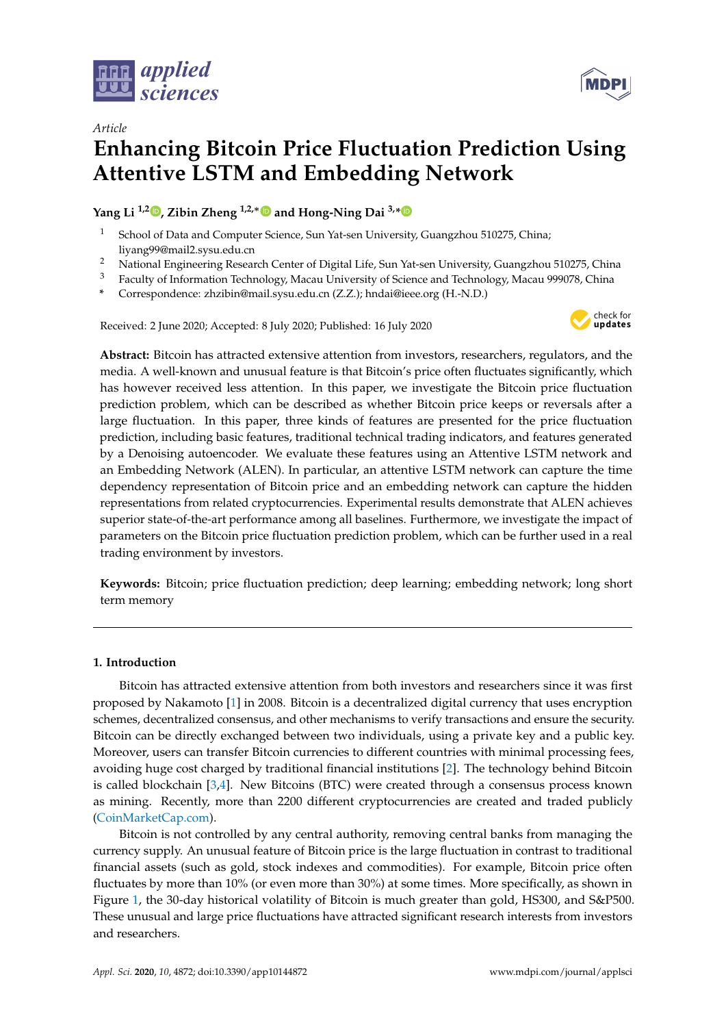*Article*

# Enhancing Bitcoin Price Fluctuation Prediction Using Attentive LSTM and Embedding Network

**Yang Li [1,2], Zibin Zheng [1,2,*] and Hong-Ning Dai [3,*]**

[1] School of Data and Computer Science, Sun Yat-sen University, Guangzhou 510275, China; liyang99@mail2.sysu.edu.cn
[2] National Engineering Research Center of Digital Life, Sun Yat-sen University, Guangzhou 510275, China
[3] Faculty of Information Technology, Macau University of Science and Technology, Macau 999078, China
* Correspondence: zhzibin@mail.sysu.edu.cn (Z.Z.); hndai@ieee.org (H.-N.D.)

Received: 2 June 2020; Accepted: 8 July 2020; Published: 16 July 2020

**Abstract:** Bitcoin has attracted extensive attention from investors, researchers, regulators, and the media. A well-known and unusual feature is that Bitcoin's price often fluctuates significantly, which has however received less attention. In this paper, we investigate the Bitcoin price fluctuation prediction problem, which can be described as whether Bitcoin price keeps or reversals after a large fluctuation. In this paper, three kinds of features are presented for the price fluctuation prediction, including basic features, traditional technical trading indicators, and features generated by a Denoising autoencoder. We evaluate these features using an Attentive LSTM network and an Embedding Network (ALEN). In particular, an attentive LSTM network can capture the time dependency representation of Bitcoin price and an embedding network can capture the hidden representations from related cryptocurrencies. Experimental results demonstrate that ALEN achieves superior state-of-the-art performance among all baselines. Furthermore, we investigate the impact of parameters on the Bitcoin price fluctuation prediction problem, which can be further used in a real trading environment by investors.

**Keywords:** Bitcoin; price fluctuation prediction; deep learning; embedding network; long short term memory

## 1. Introduction

Bitcoin has attracted extensive attention from both investors and researchers since it was first proposed by Nakamoto [1] in 2008. Bitcoin is a decentralized digital currency that uses encryption schemes, decentralized consensus, and other mechanisms to verify transactions and ensure the security. Bitcoin can be directly exchanged between two individuals, using a private key and a public key. Moreover, users can transfer Bitcoin currencies to different countries with minimal processing fees, avoiding huge cost charged by traditional financial institutions [2]. The technology behind Bitcoin is called blockchain [3,4]. New Bitcoins (BTC) were created through a consensus process known as mining. Recently, more than 2200 different cryptocurrencies are created and traded publicly (CoinMarketCap.com).

Bitcoin is not controlled by any central authority, removing central banks from managing the currency supply. An unusual feature of Bitcoin price is the large fluctuation in contrast to traditional financial assets (such as gold, stock indexes and commodities). For example, Bitcoin price often fluctuates by more than 10% (or even more than 30%) at some times. More specifically, as shown in Figure 1, the 30-day historical volatility of Bitcoin is much greater than gold, HS300, and S&P500. These unusual and large price fluctuations have attracted significant research interests from investors and researchers.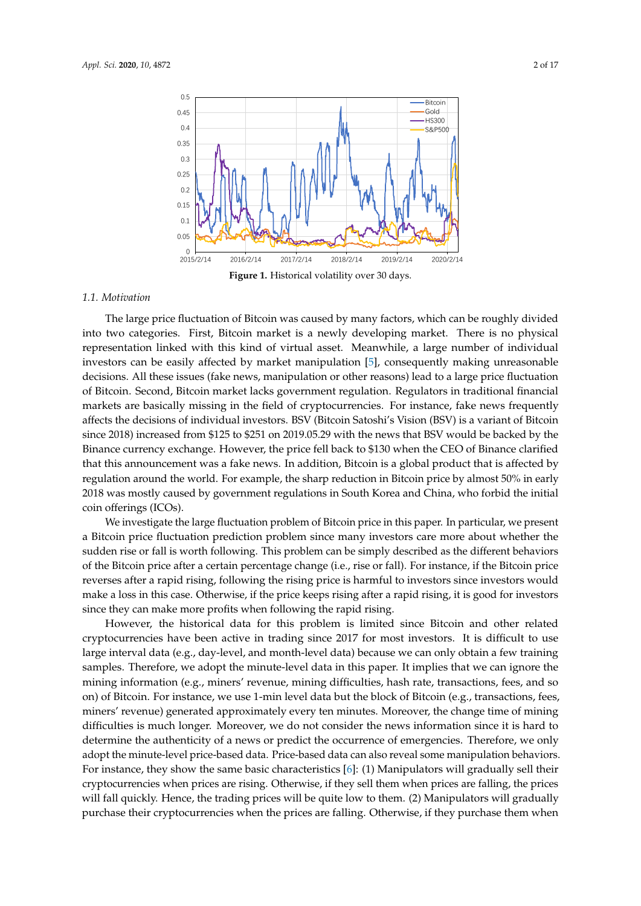**Figure 1.** Historical volatility over 30 days.

### 1.1. Motivation

The large price fluctuation of Bitcoin was caused by many factors, which can be roughly divided into two categories. First, Bitcoin market is a newly developing market. There is no physical representation linked with this kind of virtual asset. Meanwhile, a large number of individual investors can be easily affected by market manipulation [5], consequently making unreasonable decisions. All these issues (fake news, manipulation or other reasons) lead to a large price fluctuation of Bitcoin. Second, Bitcoin market lacks government regulation. Regulators in traditional financial markets are basically missing in the field of cryptocurrencies. For instance, fake news frequently affects the decisions of individual investors. BSV (Bitcoin Satoshi's Vision (BSV) is a variant of Bitcoin since 2018) increased from $125 to $251 on 2019.05.29 with the news that BSV would be backed by the Binance currency exchange. However, the price fell back to $130 when the CEO of Binance clarified that this announcement was a fake news. In addition, Bitcoin is a global product that is affected by regulation around the world. For example, the sharp reduction in Bitcoin price by almost 50% in early 2018 was mostly caused by government regulations in South Korea and China, who forbid the initial coin offerings (ICOs).

We investigate the large fluctuation problem of Bitcoin price in this paper. In particular, we present a Bitcoin price fluctuation prediction problem since many investors care more about whether the sudden rise or fall is worth following. This problem can be simply described as the different behaviors of the Bitcoin price after a certain percentage change (i.e., rise or fall). For instance, if the Bitcoin price reverses after a rapid rising, following the rising price is harmful to investors since investors would make a loss in this case. Otherwise, if the price keeps rising after a rapid rising, it is good for investors since they can make more profits when following the rapid rising.

However, the historical data for this problem is limited since Bitcoin and other related cryptocurrencies have been active in trading since 2017 for most investors. It is difficult to use large interval data (e.g., day-level, and month-level data) because we can only obtain a few training samples. Therefore, we adopt the minute-level data in this paper. It implies that we can ignore the mining information (e.g., miners' revenue, mining difficulties, hash rate, transactions, fees, and so on) of Bitcoin. For instance, we use 1-min level data but the block of Bitcoin (e.g., transactions, fees, miners' revenue) generated approximately every ten minutes. Moreover, the change time of mining difficulties is much longer. Moreover, we do not consider the news information since it is hard to determine the authenticity of a news or predict the occurrence of emergencies. Therefore, we only adopt the minute-level price-based data. Price-based data can also reveal some manipulation behaviors. For instance, they show the same basic characteristics [6]: (1) Manipulators will gradually sell their cryptocurrencies when prices are rising. Otherwise, if they sell them when prices are falling, the prices will fall quickly. Hence, the trading prices will be quite low to them. (2) Manipulators will gradually purchase their cryptocurrencies when the prices are falling. Otherwise, if they purchase them when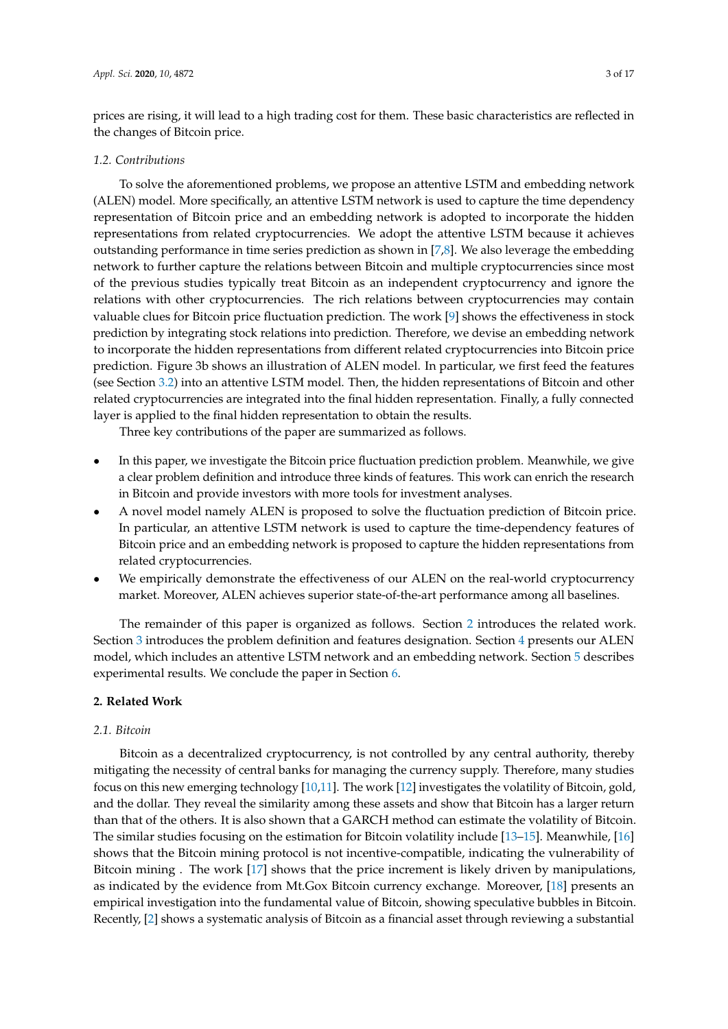prices are rising, it will lead to a high trading cost for them. These basic characteristics are reflected in the changes of Bitcoin price.

### 1.2. Contributions

To solve the aforementioned problems, we propose an attentive LSTM and embedding network (ALEN) model. More specifically, an attentive LSTM network is used to capture the time dependency representation of Bitcoin price and an embedding network is adopted to incorporate the hidden representations from related cryptocurrencies. We adopt the attentive LSTM because it achieves outstanding performance in time series prediction as shown in [7,8]. We also leverage the embedding network to further capture the relations between Bitcoin and multiple cryptocurrencies since most of the previous studies typically treat Bitcoin as an independent cryptocurrency and ignore the relations with other cryptocurrencies. The rich relations between cryptocurrencies may contain valuable clues for Bitcoin price fluctuation prediction. The work [9] shows the effectiveness in stock prediction by integrating stock relations into prediction. Therefore, we devise an embedding network to incorporate the hidden representations from different related cryptocurrencies into Bitcoin price prediction. Figure 3b shows an illustration of ALEN model. In particular, we first feed the features (see Section 3.2) into an attentive LSTM model. Then, the hidden representations of Bitcoin and other related cryptocurrencies are integrated into the final hidden representation. Finally, a fully connected layer is applied to the final hidden representation to obtain the results.

Three key contributions of the paper are summarized as follows.

- In this paper, we investigate the Bitcoin price fluctuation prediction problem. Meanwhile, we give a clear problem definition and introduce three kinds of features. This work can enrich the research in Bitcoin and provide investors with more tools for investment analyses.
- A novel model namely ALEN is proposed to solve the fluctuation prediction of Bitcoin price. In particular, an attentive LSTM network is used to capture the time-dependency features of Bitcoin price and an embedding network is proposed to capture the hidden representations from related cryptocurrencies.
- We empirically demonstrate the effectiveness of our ALEN on the real-world cryptocurrency market. Moreover, ALEN achieves superior state-of-the-art performance among all baselines.

The remainder of this paper is organized as follows. Section 2 introduces the related work. Section 3 introduces the problem definition and features designation. Section 4 presents our ALEN model, which includes an attentive LSTM network and an embedding network. Section 5 describes experimental results. We conclude the paper in Section 6.

## 2. Related Work

### 2.1. Bitcoin

Bitcoin as a decentralized cryptocurrency, is not controlled by any central authority, thereby mitigating the necessity of central banks for managing the currency supply. Therefore, many studies focus on this new emerging technology [10,11]. The work [12] investigates the volatility of Bitcoin, gold, and the dollar. They reveal the similarity among these assets and show that Bitcoin has a larger return than that of the others. It is also shown that a GARCH method can estimate the volatility of Bitcoin. The similar studies focusing on the estimation for Bitcoin volatility include [13–15]. Meanwhile, [16] shows that the Bitcoin mining protocol is not incentive-compatible, indicating the vulnerability of Bitcoin mining . The work [17] shows that the price increment is likely driven by manipulations, as indicated by the evidence from Mt.Gox Bitcoin currency exchange. Moreover, [18] presents an empirical investigation into the fundamental value of Bitcoin, showing speculative bubbles in Bitcoin. Recently, [2] shows a systematic analysis of Bitcoin as a financial asset through reviewing a substantial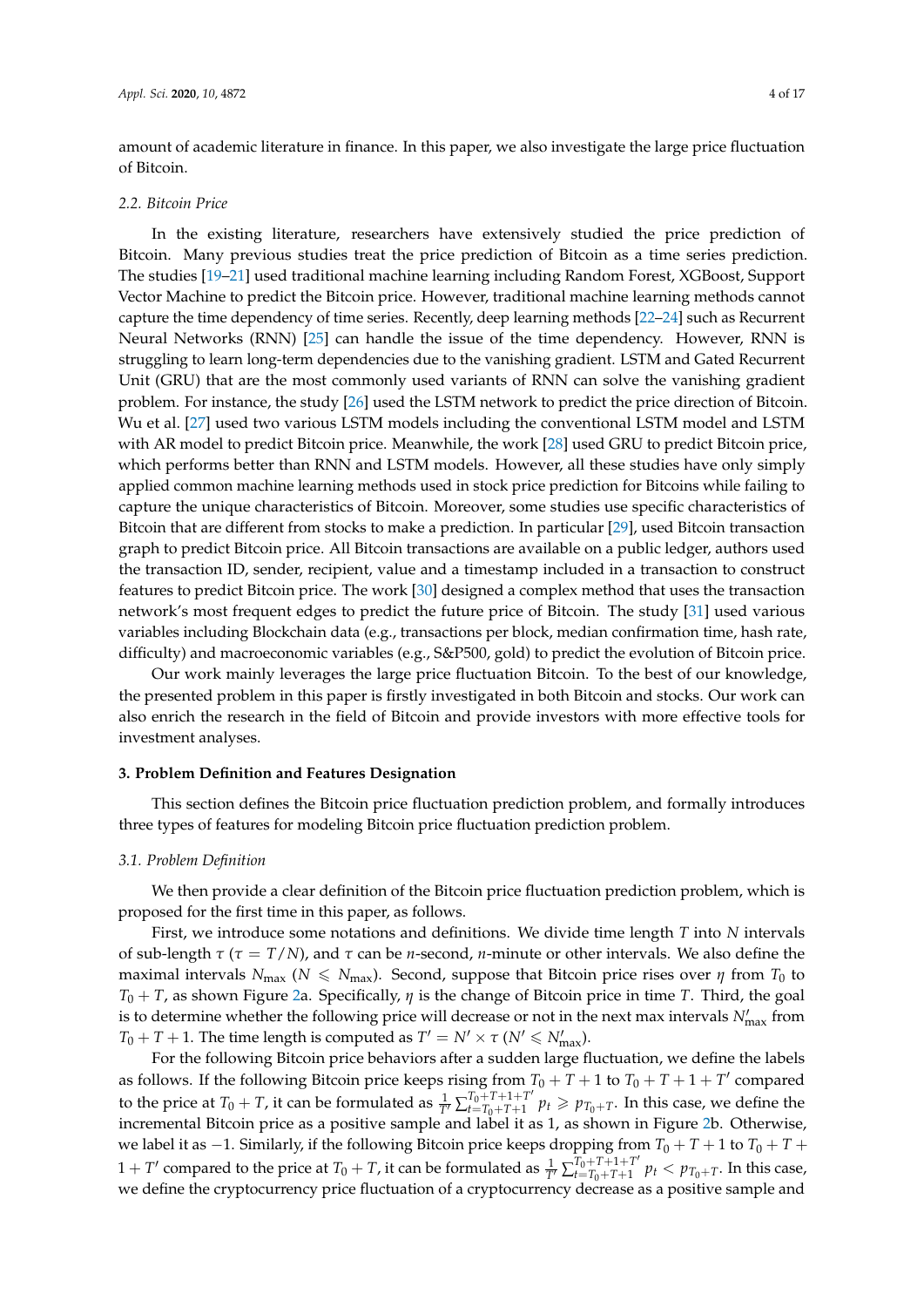amount of academic literature in finance. In this paper, we also investigate the large price fluctuation of Bitcoin.

### 2.2. Bitcoin Price

In the existing literature, researchers have extensively studied the price prediction of Bitcoin. Many previous studies treat the price prediction of Bitcoin as a time series prediction. The studies [19–21] used traditional machine learning including Random Forest, XGBoost, Support Vector Machine to predict the Bitcoin price. However, traditional machine learning methods cannot capture the time dependency of time series. Recently, deep learning methods [22–24] such as Recurrent Neural Networks (RNN) [25] can handle the issue of the time dependency. However, RNN is struggling to learn long-term dependencies due to the vanishing gradient. LSTM and Gated Recurrent Unit (GRU) that are the most commonly used variants of RNN can solve the vanishing gradient problem. For instance, the study [26] used the LSTM network to predict the price direction of Bitcoin. Wu et al. [27] used two various LSTM models including the conventional LSTM model and LSTM with AR model to predict Bitcoin price. Meanwhile, the work [28] used GRU to predict Bitcoin price, which performs better than RNN and LSTM models. However, all these studies have only simply applied common machine learning methods used in stock price prediction for Bitcoins while failing to capture the unique characteristics of Bitcoin. Moreover, some studies use specific characteristics of Bitcoin that are different from stocks to make a prediction. In particular [29], used Bitcoin transaction graph to predict Bitcoin price. All Bitcoin transactions are available on a public ledger, authors used the transaction ID, sender, recipient, value and a timestamp included in a transaction to construct features to predict Bitcoin price. The work [30] designed a complex method that uses the transaction network's most frequent edges to predict the future price of Bitcoin. The study [31] used various variables including Blockchain data (e.g., transactions per block, median confirmation time, hash rate, difficulty) and macroeconomic variables (e.g., S&P500, gold) to predict the evolution of Bitcoin price.

Our work mainly leverages the large price fluctuation Bitcoin. To the best of our knowledge, the presented problem in this paper is firstly investigated in both Bitcoin and stocks. Our work can also enrich the research in the field of Bitcoin and provide investors with more effective tools for investment analyses.

## 3. Problem Definition and Features Designation

This section defines the Bitcoin price fluctuation prediction problem, and formally introduces three types of features for modeling Bitcoin price fluctuation prediction problem.

### 3.1. Problem Definition

We then provide a clear definition of the Bitcoin price fluctuation prediction problem, which is proposed for the first time in this paper, as follows.

First, we introduce some notations and definitions. We divide time length $T$ into $N$ intervals of sub-length $\tau$ ($\tau = T/N$), and $\tau$ can be $n$-second, $n$-minute or other intervals. We also define the maximal intervals $N_{\max}$ ($N \leqslant N_{\max}$). Second, suppose that Bitcoin price rises over $\eta$ from $T_0$ to $T_0 + T$, as shown Figure 2a. Specifically, $\eta$ is the change of Bitcoin price in time $T$. Third, the goal is to determine whether the following price will decrease or not in the next max intervals $N'_{\max}$ from $T_0 + T + 1$. The time length is computed as $T' = N' \times \tau$ ($N' \leqslant N'_{\max}$).

For the following Bitcoin price behaviors after a sudden large fluctuation, we define the labels as follows. If the following Bitcoin price keeps rising from $T_0 + T + 1$ to $T_0 + T + 1 + T'$ compared to the price at $T_0 + T$, it can be formulated as $\frac{1}{T'}\sum_{t=T_0+T+1}^{T_0+T+1+T'} p_t \geqslant p_{T_0+T}$. In this case, we define the incremental Bitcoin price as a positive sample and label it as 1, as shown in Figure 2b. Otherwise, we label it as $-1$. Similarly, if the following Bitcoin price keeps dropping from $T_0 + T + 1$ to $T_0 + T + 1 + T'$ compared to the price at $T_0 + T$, it can be formulated as $\frac{1}{T'}\sum_{t=T_0+T+1}^{T_0+T+1+T'} p_t < p_{T_0+T}$. In this case, we define the cryptocurrency price fluctuation of a cryptocurrency decrease as a positive sample and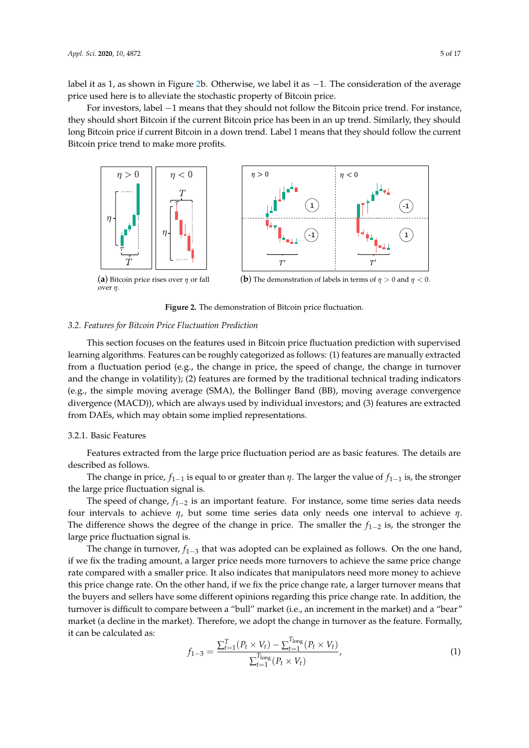label it as 1, as shown in Figure 2b. Otherwise, we label it as −1. The consideration of the average price used here is to alleviate the stochastic property of Bitcoin price.

For investors, label −1 means that they should not follow the Bitcoin price trend. For instance, they should short Bitcoin if the current Bitcoin price has been in an up trend. Similarly, they should long Bitcoin price if current Bitcoin in a down trend. Label 1 means that they should follow the current Bitcoin price trend to make more profits.

(**a**) Bitcoin price rises over $\eta$ or fall over $\eta$.

(**b**) The demonstration of labels in terms of $\eta > 0$ and $\eta < 0$.

**Figure 2.** The demonstration of Bitcoin price fluctuation.

### *3.2. Features for Bitcoin Price Fluctuation Prediction*

This section focuses on the features used in Bitcoin price fluctuation prediction with supervised learning algorithms. Features can be roughly categorized as follows: (1) features are manually extracted from a fluctuation period (e.g., the change in price, the speed of change, the change in turnover and the change in volatility); (2) features are formed by the traditional technical indicators (e.g., the simple moving average (SMA), the Bollinger Band (BB), moving average convergence divergence (MACD)), which are always used by individual investors; and (3) features are extracted from DAEs, which may obtain some implied representations.

#### 3.2.1. Basic Features

Features extracted from the large price fluctuation period are as basic features. The details are described as follows.

The change in price, $f_{1-1}$ is equal to or greater than $\eta$. The larger the value of $f_{1-1}$ is, the stronger the large price fluctuation signal is.

The speed of change, $f_{1-2}$ is an important feature. For instance, some time series data needs four intervals to achieve $\eta$, but some time series data only needs one interval to achieve $\eta$. The difference shows the degree of the change in price. The smaller the $f_{1-2}$ is, the stronger the large price fluctuation signal is.

The change in turnover, $f_{1-3}$ that was adopted can be explained as follows. On the one hand, if we fix the trading amount, a larger price needs more turnovers to achieve the same price change rate compared with a smaller price. It also indicates that manipulators need more money to achieve this price change rate. On the other hand, if we fix the price change rate, a larger turnover means that the buyers and sellers have some different opinions regarding this price change rate. In addition, the turnover is difficult to compare between a "bull" market (i.e., an increment in the market) and a "bear" market (a decline in the market). Therefore, we adopt the change in turnover as the feature. Formally, it can be calculated as:

$$f_{1-3} = \frac{\sum_{t=1}^{T}(P_t \times V_t) - \sum_{t=1}^{T_{\text{long}}}(P_t \times V_t)}{\sum_{t=1}^{T_{\text{long}}}(P_t \times V_t)}, \tag{1}$$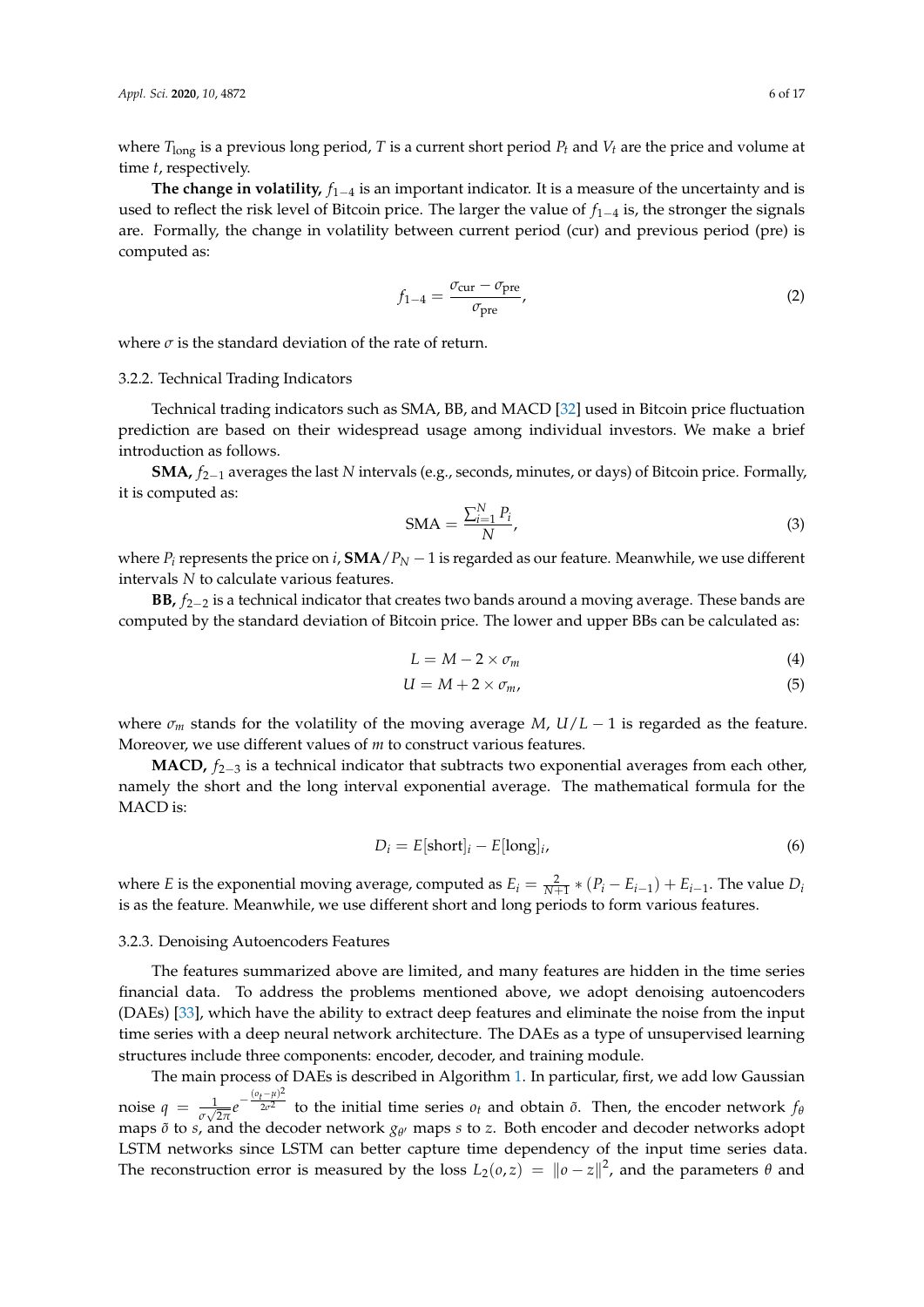where $T_{\text{long}}$ is a previous long period, $T$ is a current short period $P_t$ and $V_t$ are the price and volume at time $t$, respectively.

**The change in volatility,** $f_{1-4}$ is an important indicator. It is a measure of the uncertainty and is used to reflect the risk level of Bitcoin price. The larger the value of $f_{1-4}$ is, the stronger the signals are. Formally, the change in volatility between current period (cur) and previous period (pre) is computed as:

$$f_{1-4} = \frac{\sigma_{\text{cur}} - \sigma_{\text{pre}}}{\sigma_{\text{pre}}}, \tag{2}$$

where $\sigma$ is the standard deviation of the rate of return.

### 3.2.2. Technical Trading Indicators

Technical trading indicators such as SMA, BB, and MACD [32] used in Bitcoin price fluctuation prediction are based on their widespread usage among individual investors. We make a brief introduction as follows.

**SMA,** $f_{2-1}$ averages the last $N$ intervals (e.g., seconds, minutes, or days) of Bitcoin price. Formally, it is computed as:

$$\text{SMA} = \frac{\sum_{i=1}^{N} P_i}{N}, \tag{3}$$

where $P_i$ represents the price on $i$, $\textbf{SMA}/P_N - 1$ is regarded as our feature. Meanwhile, we use different intervals $N$ to calculate various features.

**BB,** $f_{2-2}$ is a technical indicator that creates two bands around a moving average. These bands are computed by the standard deviation of Bitcoin price. The lower and upper BBs can be calculated as:

$$L = M - 2 \times \sigma_m \tag{4}$$

$$U = M + 2 \times \sigma_m, \tag{5}$$

where $\sigma_m$ stands for the volatility of the moving average $M$, $U/L - 1$ is regarded as the feature. Moreover, we use different values of $m$ to construct various features.

**MACD,** $f_{2-3}$ is a technical indicator that subtracts two exponential averages from each other, namely the short and the long interval exponential average. The mathematical formula for the MACD is:

$$D_i = E[\text{short}]_i - E[\text{long}]_i, \tag{6}$$

where $E$ is the exponential moving average, computed as $E_i = \frac{2}{N+1} * (P_i - E_{i-1}) + E_{i-1}$. The value $D_i$ is as the feature. Meanwhile, we use different short and long periods to form various features.

### 3.2.3. Denoising Autoencoders Features

The features summarized above are limited, and many features are hidden in the time series financial data. To address the problems mentioned above, we adopt denoising autoencoders (DAEs) [33], which have the ability to extract deep features and eliminate the noise from the input time series with a deep neural network architecture. The DAEs as a type of unsupervised learning structures include three components: encoder, decoder, and training module.

The main process of DAEs is described in Algorithm 1. In particular, first, we add low Gaussian noise $q = \frac{1}{\sigma\sqrt{2\pi}} e^{-\frac{(o_t-\mu)^2}{2\sigma^2}}$ to the initial time series $o_t$ and obtain $\tilde{o}$. Then, the encoder network $f_\theta$ maps $\tilde{o}$ to $s$, and the decoder network $g_{\theta'}$ maps $s$ to $z$. Both encoder and decoder networks adopt LSTM networks since LSTM can better capture time dependency of the input time series data. The reconstruction error is measured by the loss $L_2(o, z) = \|o - z\|^2$, and the parameters $\theta$ and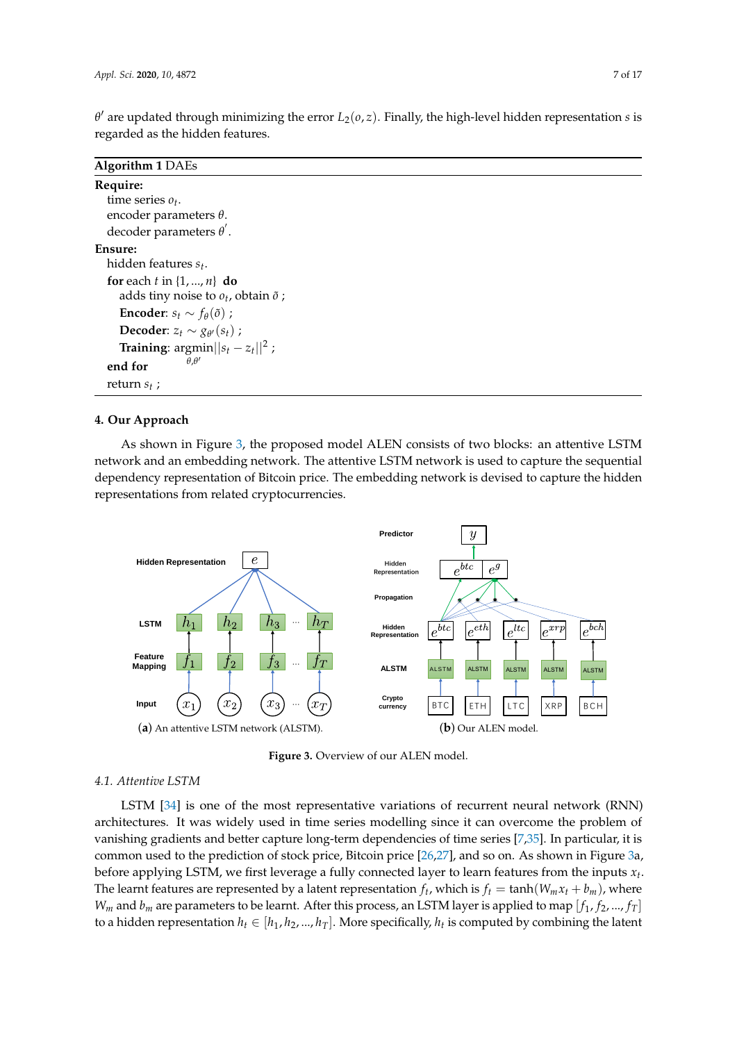$\theta'$ are updated through minimizing the error $L_2(o, z)$. Finally, the high-level hidden representation $s$ is regarded as the hidden features.

**Algorithm 1** DAEs

**Require:**
time series $o_t$.
encoder parameters $\theta$.
decoder parameters $\theta'$.

**Ensure:**
hidden features $s_t$.

**for** each $t$ in $\{1, ..., n\}$ **do**
adds tiny noise to $o_t$, obtain $\tilde{o}$ ;
**Encoder**: $s_t \sim f_\theta(\tilde{o})$ ;
**Decoder**: $z_t \sim g_{\theta'}(s_t)$ ;
**Training**: $\underset{\theta,\theta'}{\text{argmin}}||s_t - z_t||^2$ ;
**end for**
return $s_t$ ;

## 4. Our Approach

As shown in Figure 3, the proposed model ALEN consists of two blocks: an attentive LSTM network and an embedding network. The attentive LSTM network is used to capture the sequential dependency representation of Bitcoin price. The embedding network is devised to capture the hidden representations from related cryptocurrencies.

(**a**) An attentive LSTM network (ALSTM). (**b**) Our ALEN model.

**Figure 3.** Overview of our ALEN model.

### 4.1. Attentive LSTM

LSTM [34] is one of the most representative variations of recurrent neural network (RNN) architectures. It was widely used in time series modelling since it can overcome the problem of vanishing gradients and better capture long-term dependencies of time series [7,35]. In particular, it is common used to the prediction of stock price, Bitcoin price [26,27], and so on. As shown in Figure 3a, before applying LSTM, we first leverage a fully connected layer to learn features from the inputs $x_t$. The learnt features are represented by a latent representation $f_t$, which is $f_t = \tanh(W_m x_t + b_m)$, where $W_m$ and $b_m$ are parameters to be learnt. After this process, an LSTM layer is applied to map $[f_1, f_2, ..., f_T]$ to a hidden representation $h_t \in [h_1, h_2, ..., h_T]$. More specifically, $h_t$ is computed by combining the latent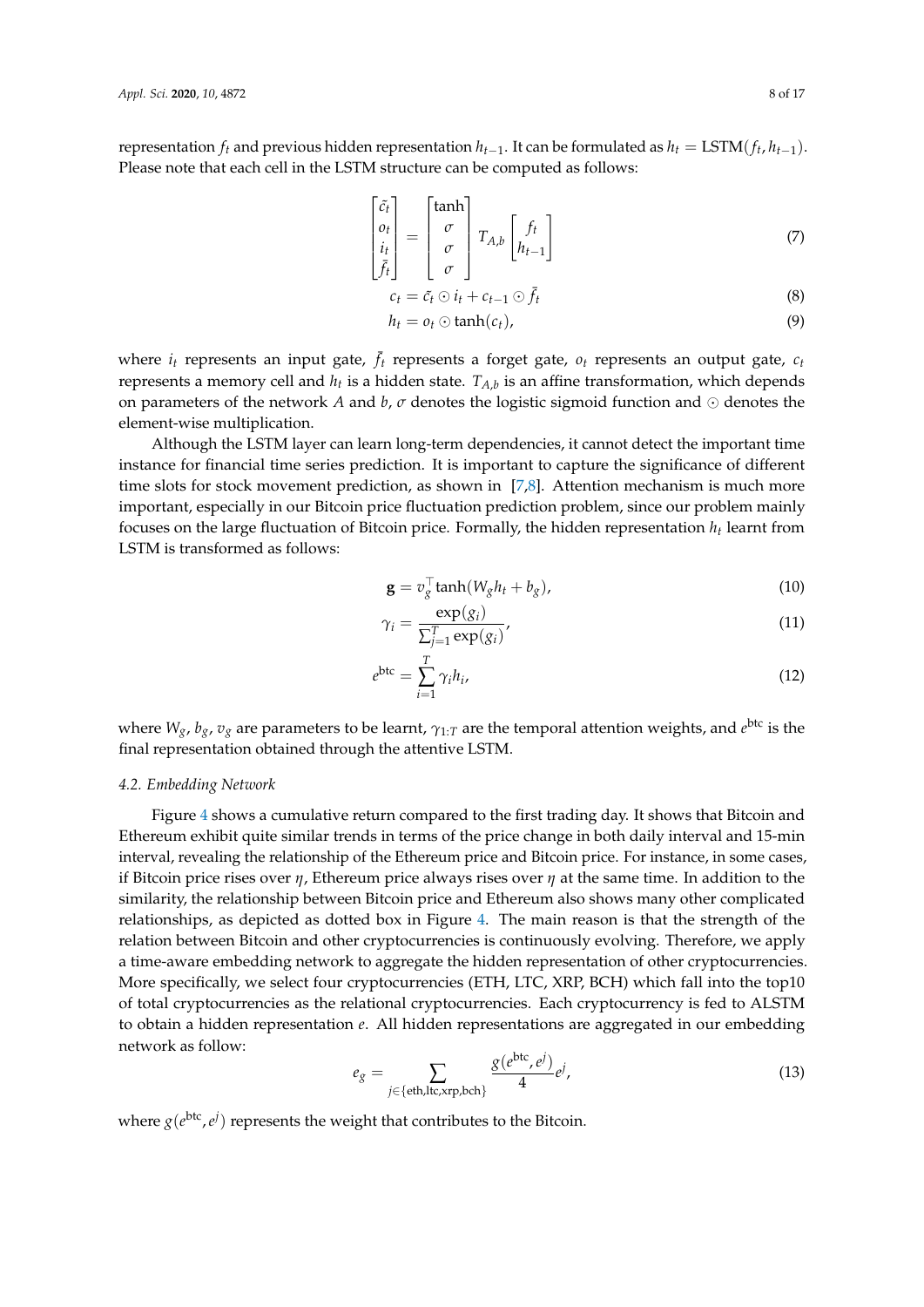representation $f_t$ and previous hidden representation $h_{t-1}$. It can be formulated as $h_t = \text{LSTM}(f_t, h_{t-1})$. Please note that each cell in the LSTM structure can be computed as follows:

$$\begin{bmatrix} \tilde{c_t} \\ o_t \\ i_t \\ \bar{f_t} \end{bmatrix} = \begin{bmatrix} \tanh \\ \sigma \\ \sigma \\ \sigma \end{bmatrix} T_{A,b} \begin{bmatrix} f_t \\ h_{t-1} \end{bmatrix} \tag{7}$$

$$c_t = \tilde{c_t} \odot i_t + c_{t-1} \odot \bar{f_t} \tag{8}$$

$$h_t = o_t \odot \tanh(c_t), \tag{9}$$

where $i_t$ represents an input gate, $\bar{f_t}$ represents a forget gate, $o_t$ represents an output gate, $c_t$ represents a memory cell and $h_t$ is a hidden state. $T_{A,b}$ is an affine transformation, which depends on parameters of the network $A$ and $b$, $\sigma$ denotes the logistic sigmoid function and $\odot$ denotes the element-wise multiplication.

Although the LSTM layer can learn long-term dependencies, it cannot detect the important time instance for financial time series prediction. It is important to capture the significance of different time slots for stock movement prediction, as shown in [7,8]. Attention mechanism is much more important, especially in our Bitcoin price fluctuation prediction problem, since our problem mainly focuses on the large fluctuation of Bitcoin price. Formally, the hidden representation $h_t$ learnt from LSTM is transformed as follows:

$$\mathbf{g} = v_g^\top \tanh(W_g h_t + b_g), \tag{10}$$

$$\gamma_i = \frac{\exp(g_i)}{\sum_{j=1}^{T} \exp(g_i)}, \tag{11}$$

$$e^{\text{btc}} = \sum_{i=1}^{T} \gamma_i h_i, \tag{12}$$

where $W_g$, $b_g$, $v_g$ are parameters to be learnt, $\gamma_{1:T}$ are the temporal attention weights, and $e^{\text{btc}}$ is the final representation obtained through the attentive LSTM.

### 4.2. Embedding Network

Figure 4 shows a cumulative return compared to the first trading day. It shows that Bitcoin and Ethereum exhibit quite similar trends in terms of the price change in both daily interval and 15-min interval, revealing the relationship of the Ethereum price and Bitcoin price. For instance, in some cases, if Bitcoin price rises over $\eta$, Ethereum price always rises over $\eta$ at the same time. In addition to the similarity, the relationship between Bitcoin price and Ethereum also shows many other complicated relationships, as depicted as dotted box in Figure 4. The main reason is that the strength of the relation between Bitcoin and other cryptocurrencies is continuously evolving. Therefore, we apply a time-aware embedding network to aggregate the hidden representation of other cryptocurrencies. More specifically, we select four cryptocurrencies (ETH, LTC, XRP, BCH) which fall into the top10 of total cryptocurrencies as the relational cryptocurrencies. Each cryptocurrency is fed to ALSTM to obtain a hidden representation $e$. All hidden representations are aggregated in our embedding network as follow:

$$e_g = \sum_{j \in \{\text{eth,ltc,xrp,bch}\}} \frac{g(e^{\text{btc}}, e^j)}{4} e^j, \tag{13}$$

where $g(e^{\text{btc}}, e^j)$ represents the weight that contributes to the Bitcoin.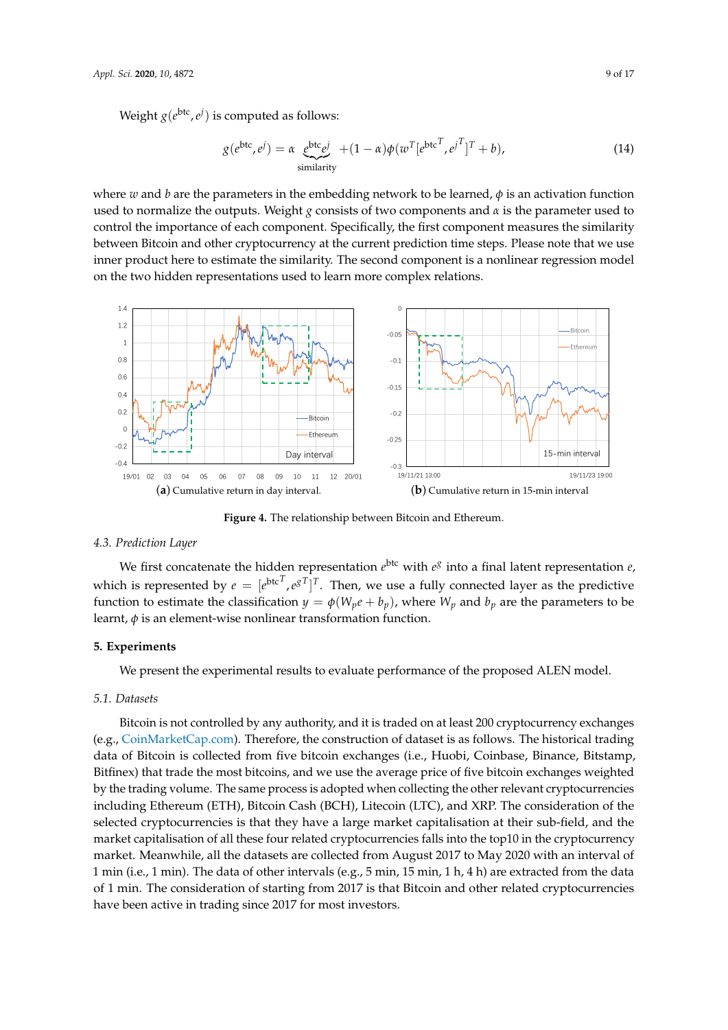Weight $g(e^{\text{btc}}, e^j)$ is computed as follows:

$$g(e^{\text{btc}}, e^j) = \alpha \underbrace{e^{\text{btc}} e^j}_{\text{similarity}} + (1-\alpha)\phi(w^T [e^{\text{btc}^T}, e^{j^T}]^T + b), \tag{14}$$

where $w$ and $b$ are the parameters in the embedding network to be learned, $\phi$ is an activation function used to normalize the outputs. Weight $g$ consists of two components and $\alpha$ is the parameter used to control the importance of each component. Specifically, the first component measures the similarity between Bitcoin and other cryptocurrency at the current prediction time steps. Please note that we use inner product here to estimate the similarity. The second component is a nonlinear regression model on the two hidden representations used to learn more complex relations.

(**a**) Cumulative return in day interval. (**b**) Cumulative return in 15-min interval

**Figure 4.** The relationship between Bitcoin and Ethereum.

### 4.3. Prediction Layer

We first concatenate the hidden representation $e^{\text{btc}}$ with $e^g$ into a final latent representation $e$, which is represented by $e = [e^{\text{btc}^T}, e^{g^T}]^T$. Then, we use a fully connected layer as the predictive function to estimate the classification $y = \phi(W_p e + b_p)$, where $W_p$ and $b_p$ are the parameters to be learnt, $\phi$ is an element-wise nonlinear transformation function.

## 5. Experiments

We present the experimental results to evaluate performance of the proposed ALEN model.

### 5.1. Datasets

Bitcoin is not controlled by any authority, and it is traded on at least 200 cryptocurrency exchanges (e.g., CoinMarketCap.com). Therefore, the construction of dataset is as follows. The historical trading data of Bitcoin is collected from five bitcoin exchanges (i.e., Huobi, Coinbase, Binance, Bitstamp, Bitfinex) that trade the most bitcoins, and we use the average price of five bitcoin exchanges weighted by the trading volume. The same process is adopted when collecting the other relevant cryptocurrencies including Ethereum (ETH), Bitcoin Cash (BCH), Litecoin (LTC), and XRP. The consideration of the selected cryptocurrencies is that they have a large market capitalisation at their sub-field, and the market capitalisation of all these four related cryptocurrencies falls into the top10 in the cryptocurrency market. Meanwhile, all the datasets are collected from August 2017 to May 2020 with an interval of 1 min (i.e., 1 min). The data of other intervals (e.g., 5 min, 15 min, 1 h, 4 h) are extracted from the data of 1 min. The consideration of starting from 2017 is that Bitcoin and other related cryptocurrencies have been active in trading since 2017 for most investors.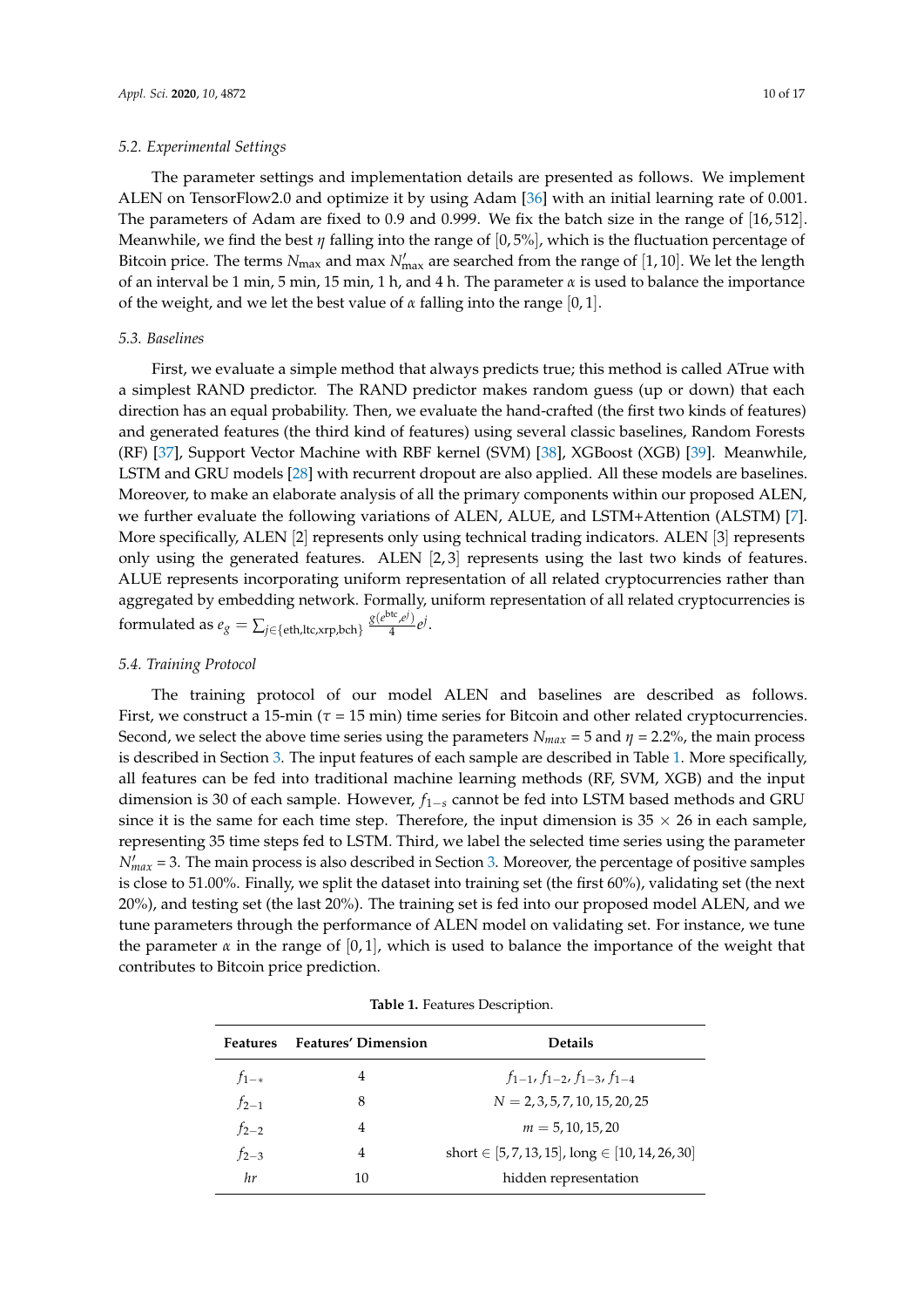### 5.2. Experimental Settings

The parameter settings and implementation details are presented as follows. We implement ALEN on TensorFlow2.0 and optimize it by using Adam [36] with an initial learning rate of 0.001. The parameters of Adam are fixed to 0.9 and 0.999. We fix the batch size in the range of $[16, 512]$. Meanwhile, we find the best $\eta$ falling into the range of $[0, 5\%]$, which is the fluctuation percentage of Bitcoin price. The terms $N_{\max}$ and max $N'_{\max}$ are searched from the range of $[1, 10]$. We let the length of an interval be 1 min, 5 min, 15 min, 1 h, and 4 h. The parameter $\alpha$ is used to balance the importance of the weight, and we let the best value of $\alpha$ falling into the range $[0, 1]$.

### 5.3. Baselines

First, we evaluate a simple method that always predicts true; this method is called ATrue with a simplest RAND predictor. The RAND predictor makes random guess (up or down) that each direction has an equal probability. Then, we evaluate the hand-crafted (the first two kinds of features) and generated features (the third kind of features) using several classic baselines, Random Forests (RF) [37], Support Vector Machine with RBF kernel (SVM) [38], XGBoost (XGB) [39]. Meanwhile, LSTM and GRU models [28] with recurrent dropout are also applied. All these models are baselines. Moreover, to make an elaborate analysis of all the primary components within our proposed ALEN, we further evaluate the following variations of ALEN, ALUE, and LSTM+Attention (ALSTM) [7]. More specifically, ALEN [2] represents only using technical trading indicators. ALEN [3] represents only using the generated features. ALEN [2, 3] represents using the last two kinds of features. ALUE represents incorporating uniform representation of all related cryptocurrencies rather than aggregated by embedding network. Formally, uniform representation of all related cryptocurrencies is formulated as $e_g = \sum_{j \in \{\text{eth,ltc,xrp,bch}\}} \frac{g(e^{\text{btc}}, e^j)}{4} e^j$.

### 5.4. Training Protocol

The training protocol of our model ALEN and baselines are described as follows. First, we construct a 15-min ($\tau$ = 15 min) time series for Bitcoin and other related cryptocurrencies. Second, we select the above time series using the parameters $N_{max} = 5$ and $\eta = 2.2\%$, the main process is described in Section 3. The input features of each sample are described in Table 1. More specifically, all features can be fed into traditional machine learning methods (RF, SVM, XGB) and the input dimension is 30 of each sample. However, $f_{1-s}$ cannot be fed into LSTM based methods and GRU since it is the same for each time step. Therefore, the input dimension is $35 \times 26$ in each sample, representing 35 time steps fed to LSTM. Third, we label the selected time series using the parameter $N'_{max} = 3$. The main process is also described in Section 3. Moreover, the percentage of positive samples is close to 51.00%. Finally, we split the dataset into training set (the first 60%), validating set (the next 20%), and testing set (the last 20%). The training set is fed into our proposed model ALEN, and we tune parameters through the performance of ALEN model on validating set. For instance, we tune the parameter $\alpha$ in the range of $[0, 1]$, which is used to balance the importance of the weight that contributes to Bitcoin price prediction.

**Table 1.** Features Description.

| Features | Features' Dimension | Details |
|---|---|---|
| $f_{1-*}$ | 4 | $f_{1-1}, f_{1-2}, f_{1-3}, f_{1-4}$ |
| $f_{2-1}$ | 8 | $N = 2, 3, 5, 7, 10, 15, 20, 25$ |
| $f_{2-2}$ | 4 | $m = 5, 10, 15, 20$ |
| $f_{2-3}$ | 4 | short $\in [5, 7, 13, 15]$, long $\in [10, 14, 26, 30]$ |
| $hr$ | 10 | hidden representation |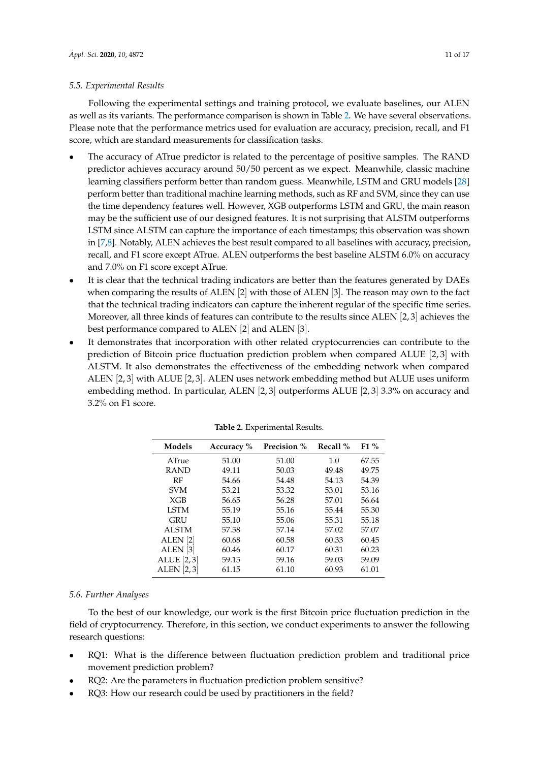### 5.5. Experimental Results

Following the experimental settings and training protocol, we evaluate baselines, our ALEN as well as its variants. The performance comparison is shown in Table 2. We have several observations. Please note that the performance metrics used for evaluation are accuracy, precision, recall, and F1 score, which are standard measurements for classification tasks.

- The accuracy of ATrue predictor is related to the percentage of positive samples. The RAND predictor achieves accuracy around 50/50 percent as we expect. Meanwhile, classic machine learning classifiers perform better than random guess. Meanwhile, LSTM and GRU models [28] perform better than traditional machine learning methods, such as RF and SVM, since they can use the time dependency features well. However, XGB outperforms LSTM and GRU, the main reason may be the sufficient use of our designed features. It is not surprising that ALSTM outperforms LSTM since ALSTM can capture the importance of each timestamps; this observation was shown in [7,8]. Notably, ALEN achieves the best result compared to all baselines with accuracy, precision, recall, and F1 score except ATrue. ALEN outperforms the best baseline ALSTM 6.0% on accuracy and 7.0% on F1 score except ATrue.
- It is clear that the technical trading indicators are better than the features generated by DAEs when comparing the results of ALEN [2] with those of ALEN [3]. The reason may own to the fact that the technical trading indicators can capture the inherent regular of the specific time series. Moreover, all three kinds of features can contribute to the results since ALEN [2, 3] achieves the best performance compared to ALEN [2] and ALEN [3].
- It demonstrates that incorporation with other related cryptocurrencies can contribute to the prediction of Bitcoin price fluctuation prediction problem when compared ALUE [2, 3] with ALSTM. It also demonstrates the effectiveness of the embedding network when compared ALEN [2, 3] with ALUE [2, 3]. ALEN uses network embedding method but ALUE uses uniform embedding method. In particular, ALEN [2, 3] outperforms ALUE [2, 3] 3.3% on accuracy and 3.2% on F1 score.

**Table 2.** Experimental Results.

| Models | Accuracy % | Precision % | Recall % | F1 % |
|---|---|---|---|---|
| ATrue | 51.00 | 51.00 | 1.0 | 67.55 |
| RAND | 49.11 | 50.03 | 49.48 | 49.75 |
| RF | 54.66 | 54.48 | 54.13 | 54.39 |
| SVM | 53.21 | 53.32 | 53.01 | 53.16 |
| XGB | 56.65 | 56.28 | 57.01 | 56.64 |
| LSTM | 55.19 | 55.16 | 55.44 | 55.30 |
| GRU | 55.10 | 55.06 | 55.31 | 55.18 |
| ALSTM | 57.58 | 57.14 | 57.02 | 57.07 |
| ALEN [2] | 60.68 | 60.58 | 60.33 | 60.45 |
| ALEN [3] | 60.46 | 60.17 | 60.31 | 60.23 |
| ALUE [2, 3] | 59.15 | 59.16 | 59.03 | 59.09 |
| ALEN [2, 3] | 61.15 | 61.10 | 60.93 | 61.01 |

### 5.6. Further Analyses

To the best of our knowledge, our work is the first Bitcoin price fluctuation prediction in the field of cryptocurrency. Therefore, in this section, we conduct experiments to answer the following research questions:

- RQ1: What is the difference between fluctuation prediction problem and traditional price movement prediction problem?
- RQ2: Are the parameters in fluctuation prediction problem sensitive?
- RQ3: How our research could be used by practitioners in the field?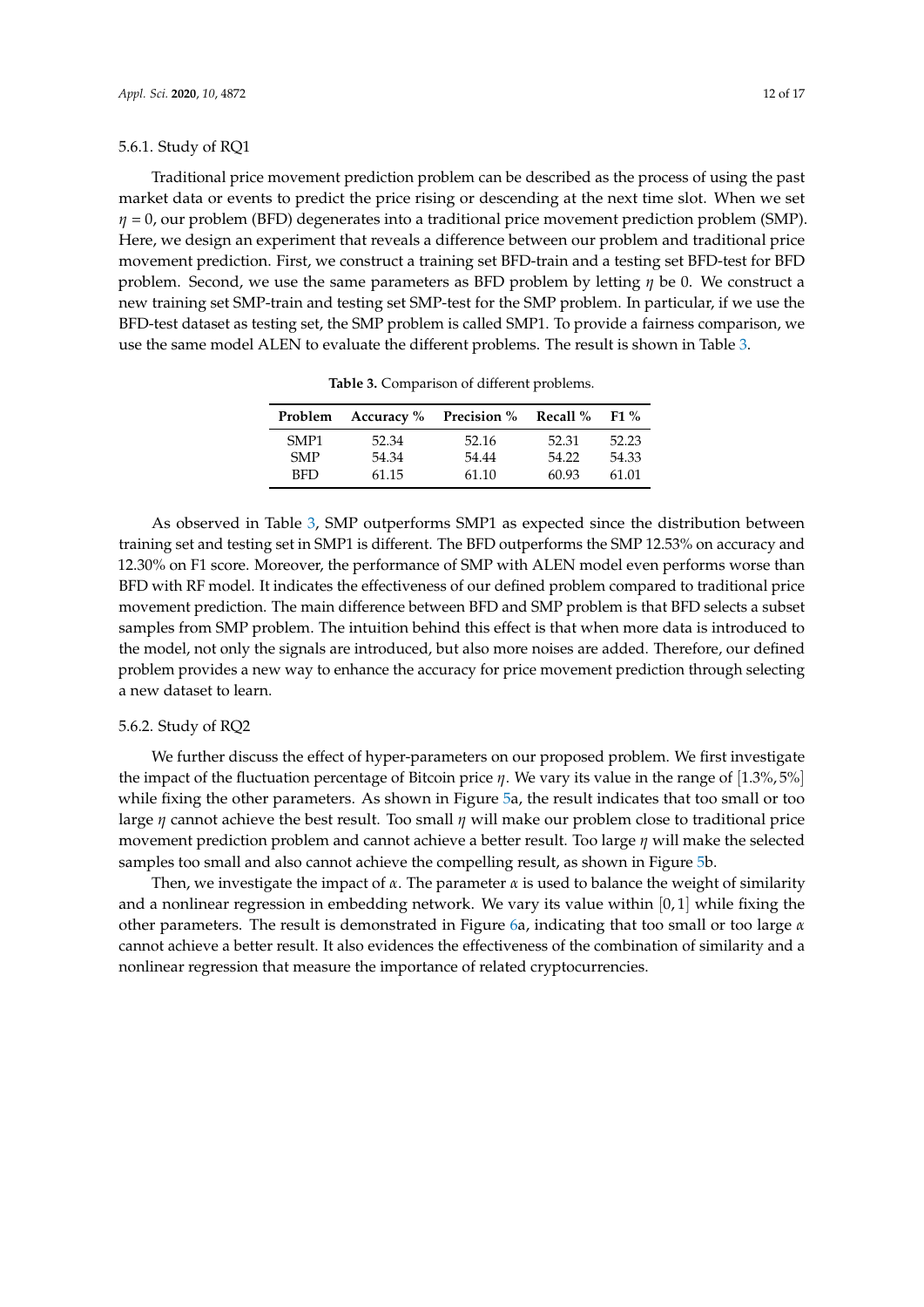#### 5.6.1. Study of RQ1

Traditional price movement prediction problem can be described as the process of using the past market data or events to predict the price rising or descending at the next time slot. When we set $\eta = 0$, our problem (BFD) degenerates into a traditional price movement prediction problem (SMP). Here, we design an experiment that reveals a difference between our problem and traditional price movement prediction. First, we construct a training set BFD-train and a testing set BFD-test for BFD problem. Second, we use the same parameters as BFD problem by letting $\eta$ be 0. We construct a new training set SMP-train and testing set SMP-test for the SMP problem. In particular, if we use the BFD-test dataset as testing set, the SMP problem is called SMP1. To provide a fairness comparison, we use the same model ALEN to evaluate the different problems. The result is shown in Table 3.

**Table 3.** Comparison of different problems.

| Problem | Accuracy % | Precision % | Recall % | F1 % |
|---|---|---|---|---|
| SMP1 | 52.34 | 52.16 | 52.31 | 52.23 |
| SMP | 54.34 | 54.44 | 54.22 | 54.33 |
| BFD | 61.15 | 61.10 | 60.93 | 61.01 |

As observed in Table 3, SMP outperforms SMP1 as expected since the distribution between training set and testing set in SMP1 is different. The BFD outperforms the SMP 12.53% on accuracy and 12.30% on F1 score. Moreover, the performance of SMP with ALEN model even performs worse than BFD with RF model. It indicates the effectiveness of our defined problem compared to traditional price movement prediction. The main difference between BFD and SMP problem is that BFD selects a subset samples from SMP problem. The intuition behind this effect is that when more data is introduced to the model, not only the signals are introduced, but also more noises are added. Therefore, our defined problem provides a new way to enhance the accuracy for price movement prediction through selecting a new dataset to learn.

#### 5.6.2. Study of RQ2

We further discuss the effect of hyper-parameters on our proposed problem. We first investigate the impact of the fluctuation percentage of Bitcoin price $\eta$. We vary its value in the range of $[1.3\%, 5\%]$ while fixing the other parameters. As shown in Figure 5a, the result indicates that too small or too large $\eta$ cannot achieve the best result. Too small $\eta$ will make our problem close to traditional price movement prediction problem and cannot achieve a better result. Too large $\eta$ will make the selected samples too small and also cannot achieve the compelling result, as shown in Figure 5b.

Then, we investigate the impact of $\alpha$. The parameter $\alpha$ is used to balance the weight of similarity and a nonlinear regression in embedding network. We vary its value within $[0, 1]$ while fixing the other parameters. The result is demonstrated in Figure 6a, indicating that too small or too large $\alpha$ cannot achieve a better result. It also evidences the effectiveness of the combination of similarity and a nonlinear regression that measure the importance of related cryptocurrencies.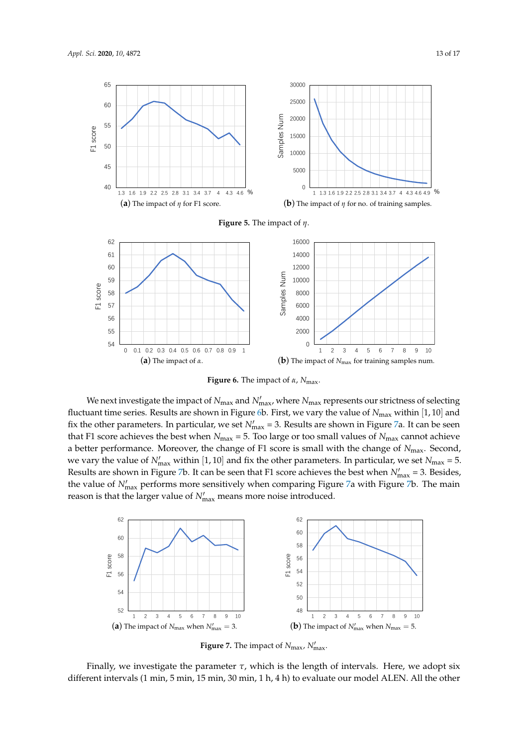(**a**) The impact of $\eta$ for F1 score. (**b**) The impact of $\eta$ for no. of training samples.

**Figure 5.** The impact of $\eta$.

(**a**) The impact of $\alpha$. (**b**) The impact of $N_{\max}$ for training samples num.

**Figure 6.** The impact of $\alpha$, $N_{\max}$.

We next investigate the impact of $N_{\max}$ and $N'_{\max}$, where $N_{\max}$ represents our strictness of selecting fluctuant time series. Results are shown in Figure 6b. First, we vary the value of $N_{\max}$ within $[1, 10]$ and fix the other parameters. In particular, we set $N'_{\max} = 3$. Results are shown in Figure 7a. It can be seen that F1 score achieves the best when $N_{\max} = 5$. Too large or too small values of $N_{\max}$ cannot achieve a better performance. Moreover, the change of F1 score is small with the change of $N_{\max}$. Second, we vary the value of $N'_{\max}$ within $[1, 10]$ and fix the other parameters. In particular, we set $N_{\max} = 5$. Results are shown in Figure 7b. It can be seen that F1 score achieves the best when $N'_{\max} = 3$. Besides, the value of $N'_{\max}$ performs more sensitively when comparing Figure 7a with Figure 7b. The main reason is that the larger value of $N'_{\max}$ means more noise introduced.

(**a**) The impact of $N_{\max}$ when $N'_{\max} = 3$. (**b**) The impact of $N'_{\max}$ when $N_{\max} = 5$.

**Figure 7.** The impact of $N_{\max}$, $N'_{\max}$.

Finally, we investigate the parameter $\tau$, which is the length of intervals. Here, we adopt six different intervals (1 min, 5 min, 15 min, 30 min, 1 h, 4 h) to evaluate our model ALEN. All the other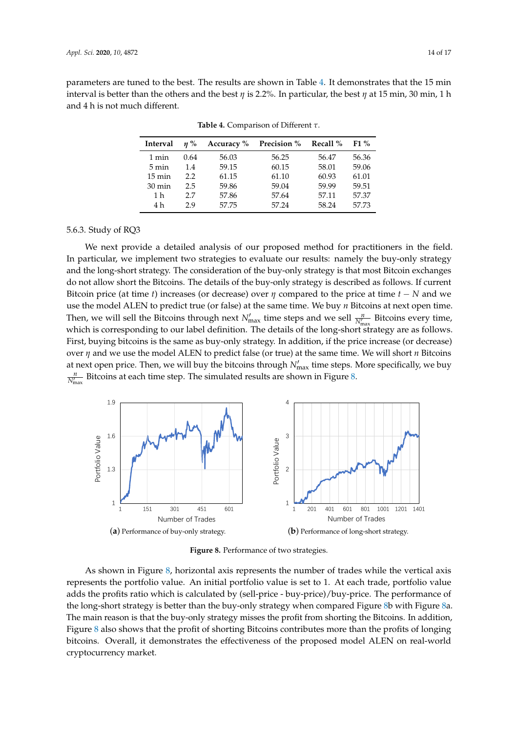parameters are tuned to the best. The results are shown in Table 4. It demonstrates that the 15 min interval is better than the others and the best $\eta$ is 2.2%. In particular, the best $\eta$ at 15 min, 30 min, 1 h and 4 h is not much different.

**Table 4.** Comparison of Different $\tau$.

| Interval | $\eta$ % | Accuracy % | Precision % | Recall % | F1 % |
|---|---|---|---|---|---|
| 1 min | 0.64 | 56.03 | 56.25 | 56.47 | 56.36 |
| 5 min | 1.4 | 59.15 | 60.15 | 58.01 | 59.06 |
| 15 min | 2.2 | 61.15 | 61.10 | 60.93 | 61.01 |
| 30 min | 2.5 | 59.86 | 59.04 | 59.99 | 59.51 |
| 1 h | 2.7 | 57.86 | 57.64 | 57.11 | 57.37 |
| 4 h | 2.9 | 57.75 | 57.24 | 58.24 | 57.73 |

#### 5.6.3. Study of RQ3

We next provide a detailed analysis of our proposed method for practitioners in the field. In particular, we implement two strategies to evaluate our results: namely the buy-only strategy and the long-short strategy. The consideration of the buy-only strategy is that most Bitcoin exchanges do not allow short the Bitcoins. The details of the buy-only strategy is described as follows. If current Bitcoin price (at time $t$) increases (or decrease) over $\eta$ compared to the price at time $t - N$ and we use the model ALEN to predict true (or false) at the same time. We buy $n$ Bitcoins at next open time. Then, we will sell the Bitcoins through next $N'_{\max}$ time steps and we sell $\frac{n}{N'_{\max}}$ Bitcoins every time, which is corresponding to our label definition. The details of the long-short strategy are as follows. First, buying bitcoins is the same as buy-only strategy. In addition, if the price increase (or decrease) over $\eta$ and we use the model ALEN to predict false (or true) at the same time. We will short $n$ Bitcoins at next open price. Then, we will buy the bitcoins through $N'_{\max}$ time steps. More specifically, we buy $\frac{n}{N'_{\max}}$ Bitcoins at each time step. The simulated results are shown in Figure 8.

(**a**) Performance of buy-only strategy.

(**b**) Performance of long-short strategy.

**Figure 8.** Performance of two strategies.

As shown in Figure 8, horizontal axis represents the number of trades while the vertical axis represents the portfolio value. An initial portfolio value is set to 1. At each trade, portfolio value adds the profits ratio which is calculated by (sell-price - buy-price)/buy-price. The performance of the long-short strategy is better than the buy-only strategy when compared Figure 8b with Figure 8a. The main reason is that the buy-only strategy misses the profit from shorting the Bitcoins. In addition, Figure 8 also shows that the profit of shorting Bitcoins contributes more than the profits of longing bitcoins. Overall, it demonstrates the effectiveness of the proposed model ALEN on real-world cryptocurrency market.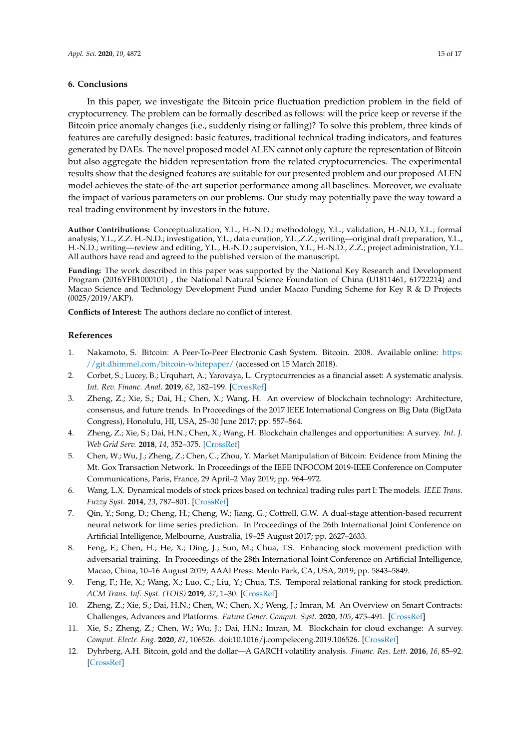## 6. Conclusions

In this paper, we investigate the Bitcoin price fluctuation prediction problem in the field of cryptocurrency. The problem can be formally described as follows: will the price keep or reverse if the Bitcoin price anomaly changes (i.e., suddenly rising or falling)? To solve this problem, three kinds of features are carefully designed: basic features, traditional technical trading indicators, and features generated by DAEs. The novel proposed model ALEN cannot only capture the representation of Bitcoin but also aggregate the hidden representation from the related cryptocurrencies. The experimental results show that the designed features are suitable for our presented problem and our proposed ALEN model achieves the state-of-the-art superior performance among all baselines. Moreover, we evaluate the impact of various parameters on our problems. Our study may potentially pave the way toward a real trading environment by investors in the future.

**Author Contributions:** Conceptualization, Y.L., H.-N.D.; methodology, Y.L.; validation, H.-N.D, Y.L.; formal analysis, Y.L., Z.Z. H.-N.D.; investigation, Y.L.; data curation, Y.L.,Z.Z.; writing—original draft preparation, Y.L., H.-N.D.; writing—review and editing, Y.L., H.-N.D.; supervision, Y.L., H.-N.D., Z.Z.; project administration, Y.L. All authors have read and agreed to the published version of the manuscript.

**Funding:** The work described in this paper was supported by the National Key Research and Development Program (2016YFB1000101) , the National Natural Science Foundation of China (U1811461, 61722214) and Macao Science and Technology Development Fund under Macao Funding Scheme for Key R & D Projects (0025/2019/AKP).

**Conflicts of Interest:** The authors declare no conflict of interest.

## References

1. Nakamoto, S. Bitcoin: A Peer-To-Peer Electronic Cash System. Bitcoin. 2008. Available online: https://git.dhimmel.com/bitcoin-whitepaper/ (accessed on 15 March 2018).
2. Corbet, S.; Lucey, B.; Urquhart, A.; Yarovaya, L. Cryptocurrencies as a financial asset: A systematic analysis. *Int. Rev. Financ. Anal.* **2019**, *62*, 182–199. [CrossRef]
3. Zheng, Z.; Xie, S.; Dai, H.; Chen, X.; Wang, H. An overview of blockchain technology: Architecture, consensus, and future trends. In Proceedings of the 2017 IEEE International Congress on Big Data (BigData Congress), Honolulu, HI, USA, 25–30 June 2017; pp. 557–564.
4. Zheng, Z.; Xie, S.; Dai, H.N.; Chen, X.; Wang, H. Blockchain challenges and opportunities: A survey. *Int. J. Web Grid Serv.* **2018**, *14*, 352–375. [CrossRef]
5. Chen, W.; Wu, J.; Zheng, Z.; Chen, C.; Zhou, Y. Market Manipulation of Bitcoin: Evidence from Mining the Mt. Gox Transaction Network. In Proceedings of the IEEE INFOCOM 2019-IEEE Conference on Computer Communications, Paris, France, 29 April–2 May 2019; pp. 964–972.
6. Wang, L.X. Dynamical models of stock prices based on technical trading rules part I: The models. *IEEE Trans. Fuzzy Syst.* **2014**, *23*, 787–801. [CrossRef]
7. Qin, Y.; Song, D.; Cheng, H.; Cheng, W.; Jiang, G.; Cottrell, G.W. A dual-stage attention-based recurrent neural network for time series prediction. In Proceedings of the 26th International Joint Conference on Artificial Intelligence, Melbourne, Australia, 19–25 August 2017; pp. 2627–2633.
8. Feng, F.; Chen, H.; He, X.; Ding, J.; Sun, M.; Chua, T.S. Enhancing stock movement prediction with adversarial training. In Proceedings of the 28th International Joint Conference on Artificial Intelligence, Macao, China, 10–16 August 2019; AAAI Press: Menlo Park, CA, USA, 2019; pp. 5843–5849.
9. Feng, F.; He, X.; Wang, X.; Luo, C.; Liu, Y.; Chua, T.S. Temporal relational ranking for stock prediction. *ACM Trans. Inf. Syst. (TOIS)* **2019**, *37*, 1–30. [CrossRef]
10. Zheng, Z.; Xie, S.; Dai, H.N.; Chen, W.; Chen, X.; Weng, J.; Imran, M. An Overview on Smart Contracts: Challenges, Advances and Platforms. *Future Gener. Comput. Syst.* **2020**, *105*, 475–491. [CrossRef]
11. Xie, S.; Zheng, Z.; Chen, W.; Wu, J.; Dai, H.N.; Imran, M. Blockchain for cloud exchange: A survey. *Comput. Electr. Eng.* **2020**, *81*, 106526. doi:10.1016/j.compeleceng.2019.106526. [CrossRef]
12. Dyhrberg, A.H. Bitcoin, gold and the dollar—A GARCH volatility analysis. *Financ. Res. Lett.* **2016**, *16*, 85–92. [CrossRef]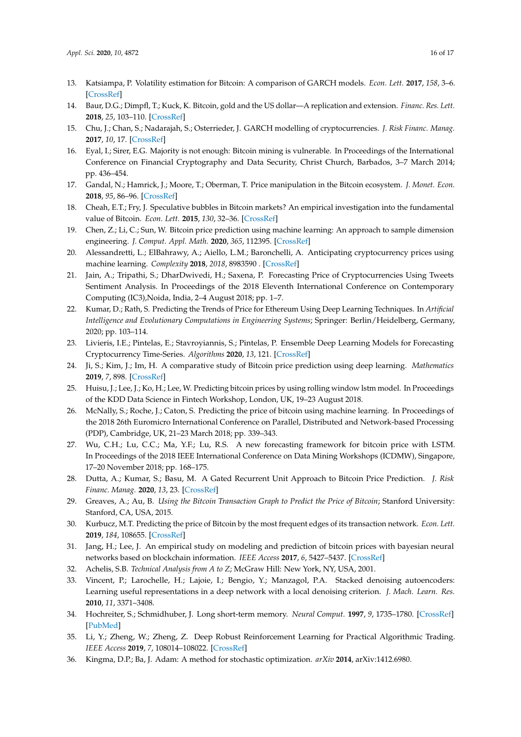13. Katsiampa, P. Volatility estimation for Bitcoin: A comparison of GARCH models. *Econ. Lett.* **2017**, *158*, 3–6. [CrossRef]
14. Baur, D.G.; Dimpfl, T.; Kuck, K. Bitcoin, gold and the US dollar—A replication and extension. *Financ. Res. Lett.* **2018**, *25*, 103–110. [CrossRef]
15. Chu, J.; Chan, S.; Nadarajah, S.; Osterrieder, J. GARCH modelling of cryptocurrencies. *J. Risk Financ. Manag.* **2017**, *10*, 17. [CrossRef]
16. Eyal, I.; Sirer, E.G. Majority is not enough: Bitcoin mining is vulnerable. In Proceedings of the International Conference on Financial Cryptography and Data Security, Christ Church, Barbados, 3–7 March 2014; pp. 436–454.
17. Gandal, N.; Hamrick, J.; Moore, T.; Oberman, T. Price manipulation in the Bitcoin ecosystem. *J. Monet. Econ.* **2018**, *95*, 86–96. [CrossRef]
18. Cheah, E.T.; Fry, J. Speculative bubbles in Bitcoin markets? An empirical investigation into the fundamental value of Bitcoin. *Econ. Lett.* **2015**, *130*, 32–36. [CrossRef]
19. Chen, Z.; Li, C.; Sun, W. Bitcoin price prediction using machine learning: An approach to sample dimension engineering. *J. Comput. Appl. Math.* **2020**, *365*, 112395. [CrossRef]
20. Alessandretti, L.; ElBahrawy, A.; Aiello, L.M.; Baronchelli, A. Anticipating cryptocurrency prices using machine learning. *Complexity* **2018**, *2018*, 8983590 . [CrossRef]
21. Jain, A.; Tripathi, S.; DharDwivedi, H.; Saxena, P. Forecasting Price of Cryptocurrencies Using Tweets Sentiment Analysis. In Proceedings of the 2018 Eleventh International Conference on Contemporary Computing (IC3),Noida, India, 2–4 August 2018; pp. 1–7.
22. Kumar, D.; Rath, S. Predicting the Trends of Price for Ethereum Using Deep Learning Techniques. In *Artificial Intelligence and Evolutionary Computations in Engineering Systems*; Springer: Berlin/Heidelberg, Germany, 2020; pp. 103–114.
23. Livieris, I.E.; Pintelas, E.; Stavroyiannis, S.; Pintelas, P. Ensemble Deep Learning Models for Forecasting Cryptocurrency Time-Series. *Algorithms* **2020**, *13*, 121. [CrossRef]
24. Ji, S.; Kim, J.; Im, H. A comparative study of Bitcoin price prediction using deep learning. *Mathematics* **2019**, *7*, 898. [CrossRef]
25. Huisu, J.; Lee, J.; Ko, H.; Lee, W. Predicting bitcoin prices by using rolling window lstm model. In Proceedings of the KDD Data Science in Fintech Workshop, London, UK, 19–23 August 2018.
26. McNally, S.; Roche, J.; Caton, S. Predicting the price of bitcoin using machine learning. In Proceedings of the 2018 26th Euromicro International Conference on Parallel, Distributed and Network-based Processing (PDP), Cambridge, UK, 21–23 March 2018; pp. 339–343.
27. Wu, C.H.; Lu, C.C.; Ma, Y.F.; Lu, R.S. A new forecasting framework for bitcoin price with LSTM. In Proceedings of the 2018 IEEE International Conference on Data Mining Workshops (ICDMW), Singapore, 17–20 November 2018; pp. 168–175.
28. Dutta, A.; Kumar, S.; Basu, M. A Gated Recurrent Unit Approach to Bitcoin Price Prediction. *J. Risk Financ. Manag.* **2020**, *13*, 23. [CrossRef]
29. Greaves, A.; Au, B. *Using the Bitcoin Transaction Graph to Predict the Price of Bitcoin*; Stanford University: Stanford, CA, USA, 2015.
30. Kurbucz, M.T. Predicting the price of Bitcoin by the most frequent edges of its transaction network. *Econ. Lett.* **2019**, *184*, 108655. [CrossRef]
31. Jang, H.; Lee, J. An empirical study on modeling and prediction of bitcoin prices with bayesian neural networks based on blockchain information. *IEEE Access* **2017**, *6*, 5427–5437. [CrossRef]
32. Achelis, S.B. *Technical Analysis from A to Z*; McGraw Hill: New York, NY, USA, 2001.
33. Vincent, P.; Larochelle, H.; Lajoie, I.; Bengio, Y.; Manzagol, P.A. Stacked denoising autoencoders: Learning useful representations in a deep network with a local denoising criterion. *J. Mach. Learn. Res.* **2010**, *11*, 3371–3408.
34. Hochreiter, S.; Schmidhuber, J. Long short-term memory. *Neural Comput.* **1997**, *9*, 1735–1780. [CrossRef] [PubMed]
35. Li, Y.; Zheng, W.; Zheng, Z. Deep Robust Reinforcement Learning for Practical Algorithmic Trading. *IEEE Access* **2019**, *7*, 108014–108022. [CrossRef]
36. Kingma, D.P.; Ba, J. Adam: A method for stochastic optimization. *arXiv* **2014**, arXiv:1412.6980.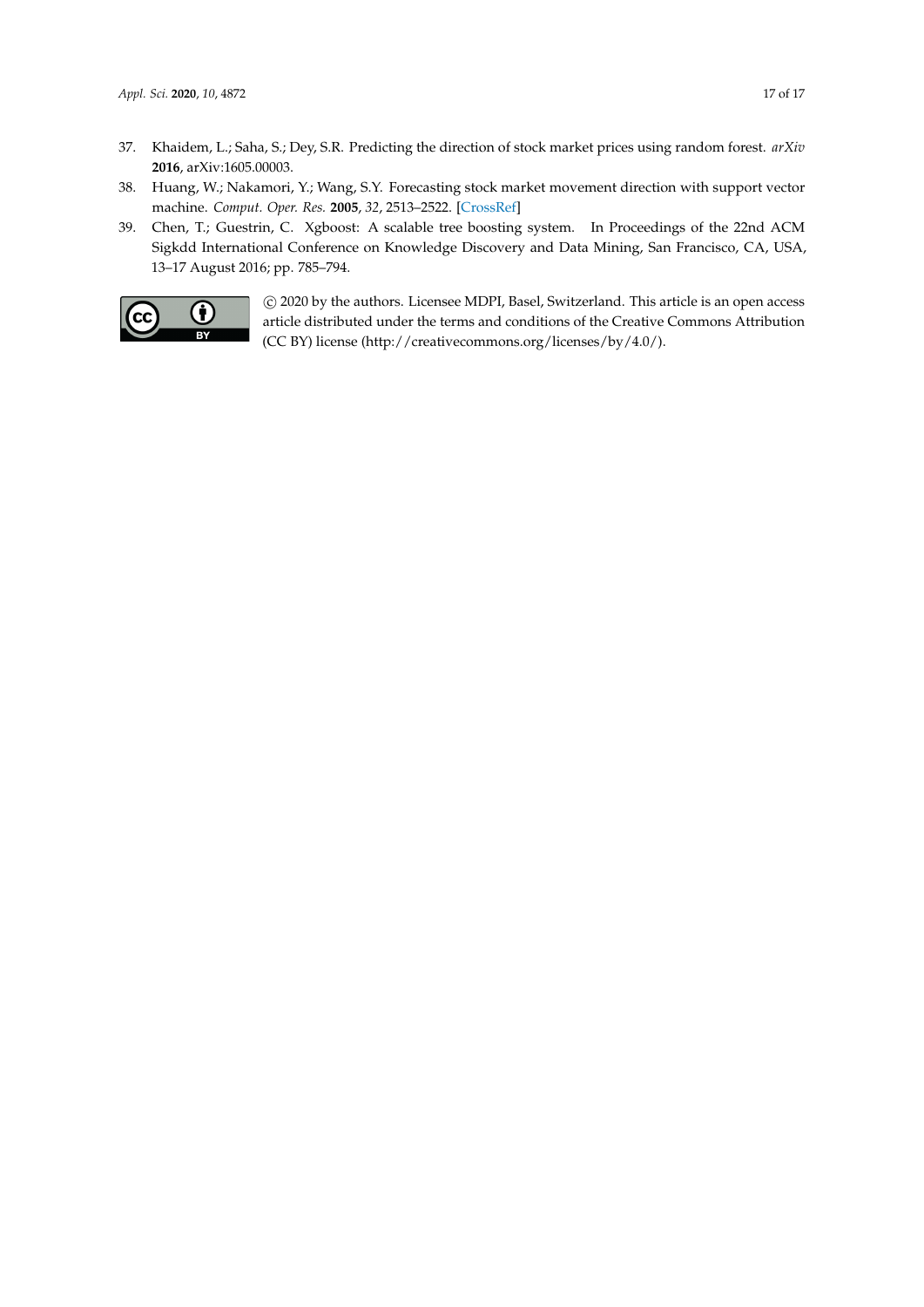37. Khaidem, L.; Saha, S.; Dey, S.R. Predicting the direction of stock market prices using random forest. *arXiv* **2016**, arXiv:1605.00003.
38. Huang, W.; Nakamori, Y.; Wang, S.Y. Forecasting stock market movement direction with support vector machine. *Comput. Oper. Res.* **2005**, *32*, 2513–2522. [CrossRef]
39. Chen, T.; Guestrin, C. Xgboost: A scalable tree boosting system. In Proceedings of the 22nd ACM Sigkdd International Conference on Knowledge Discovery and Data Mining, San Francisco, CA, USA, 13–17 August 2016; pp. 785–794.

© 2020 by the authors. Licensee MDPI, Basel, Switzerland. This article is an open access article distributed under the terms and conditions of the Creative Commons Attribution (CC BY) license (http://creativecommons.org/licenses/by/4.0/).